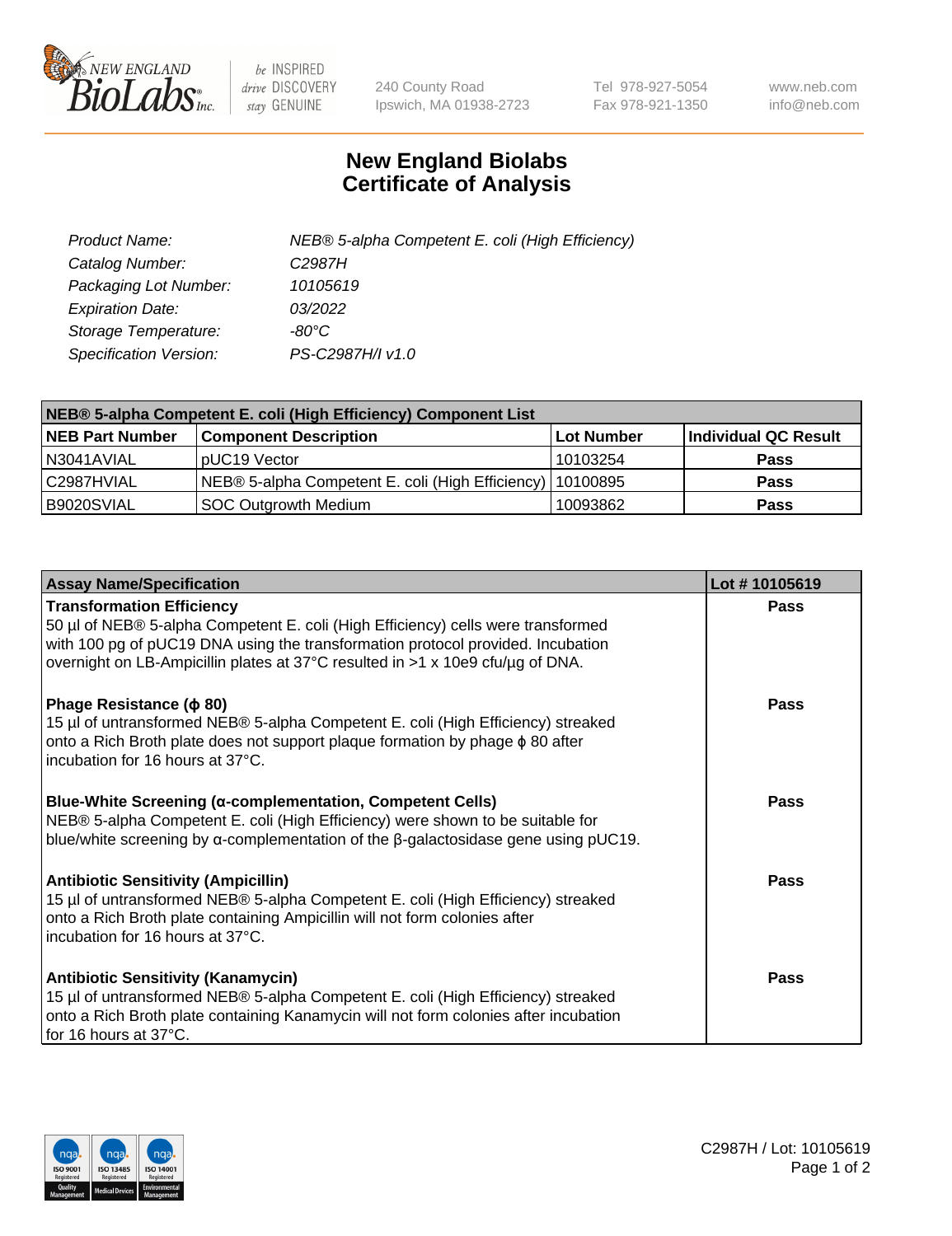New England Biolabs Inc. — be INSPIRED drive DISCOVERY stay GENUINE

240 County Road
Ipswich, MA 01938-2723

Tel 978-927-5054
Fax 978-921-1350

www.neb.com
info@neb.com

# New England Biolabs Certificate of Analysis

| | |
|---|---|
| *Product Name:* | *NEB® 5-alpha Competent E. coli (High Efficiency)* |
| *Catalog Number:* | *C2987H* |
| *Packaging Lot Number:* | *10105619* |
| *Expiration Date:* | *03/2022* |
| *Storage Temperature:* | *-80°C* |
| *Specification Version:* | *PS-C2987H/I v1.0* |

| NEB® 5-alpha Competent E. coli (High Efficiency) Component List | | | |
|---|---|---|---|
| **NEB Part Number** | **Component Description** | **Lot Number** | **Individual QC Result** |
| N3041AVIAL | pUC19 Vector | 10103254 | **Pass** |
| C2987HVIAL | NEB® 5-alpha Competent E. coli (High Efficiency) | 10100895 | **Pass** |
| B9020SVIAL | SOC Outgrowth Medium | 10093862 | **Pass** |

| Assay Name/Specification | Lot # 10105619 |
|---|---|
| **Transformation Efficiency**<br>50 µl of NEB® 5-alpha Competent E. coli (High Efficiency) cells were transformed with 100 pg of pUC19 DNA using the transformation protocol provided. Incubation overnight on LB-Ampicillin plates at 37°C resulted in >1 x 10e9 cfu/µg of DNA. | **Pass** |
| **Phage Resistance (ϕ 80)**<br>15 µl of untransformed NEB® 5-alpha Competent E. coli (High Efficiency) streaked onto a Rich Broth plate does not support plaque formation by phage ϕ 80 after incubation for 16 hours at 37°C. | **Pass** |
| **Blue-White Screening (α-complementation, Competent Cells)**<br>NEB® 5-alpha Competent E. coli (High Efficiency) were shown to be suitable for blue/white screening by α-complementation of the β-galactosidase gene using pUC19. | **Pass** |
| **Antibiotic Sensitivity (Ampicillin)**<br>15 µl of untransformed NEB® 5-alpha Competent E. coli (High Efficiency) streaked onto a Rich Broth plate containing Ampicillin will not form colonies after incubation for 16 hours at 37°C. | **Pass** |
| **Antibiotic Sensitivity (Kanamycin)**<br>15 µl of untransformed NEB® 5-alpha Competent E. coli (High Efficiency) streaked onto a Rich Broth plate containing Kanamycin will not form colonies after incubation for 16 hours at 37°C. | **Pass** |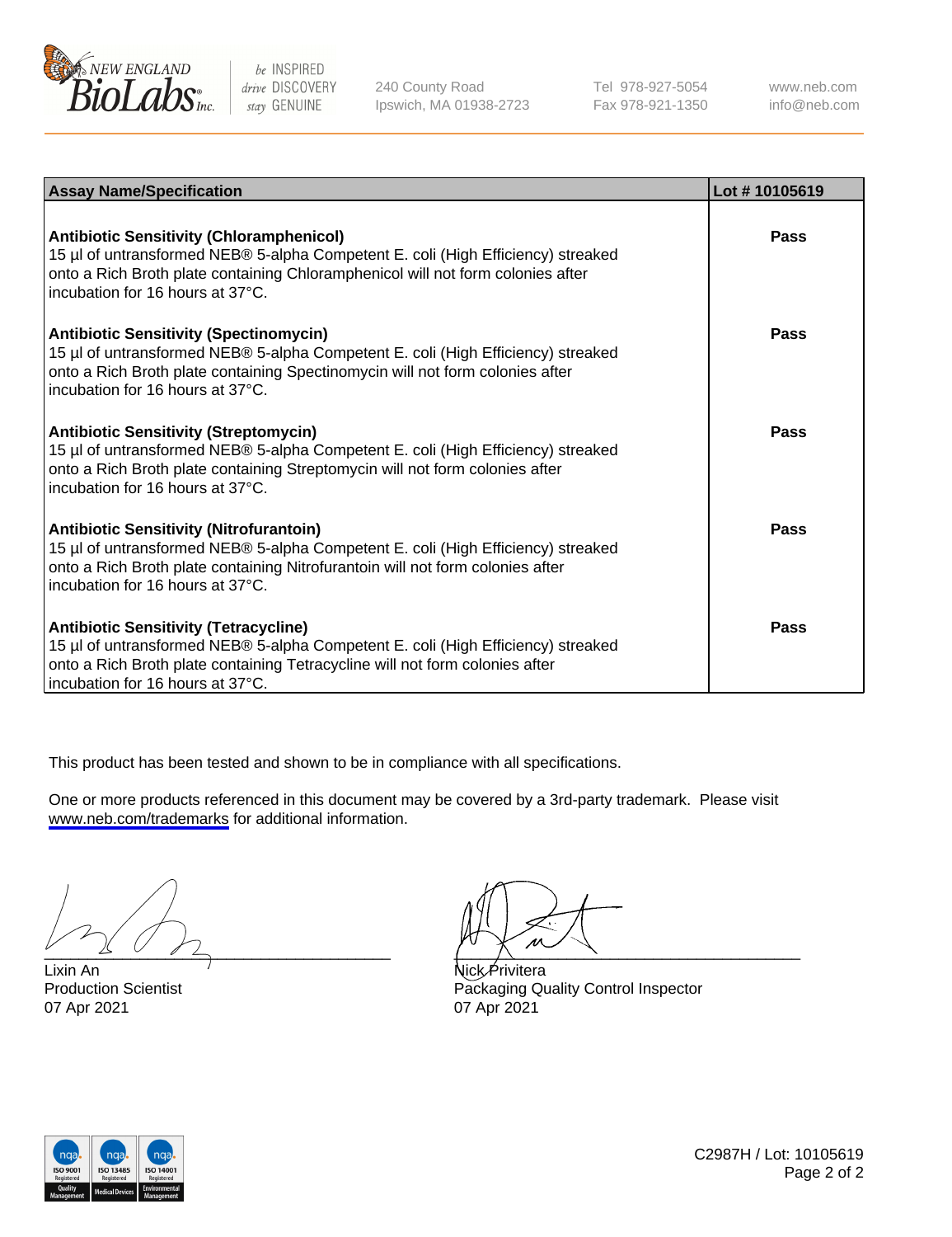| Assay Name/Specification | Lot # 10105619 |
|---|---|
| **Antibiotic Sensitivity (Chloramphenicol)**<br>15 µl of untransformed NEB® 5-alpha Competent E. coli (High Efficiency) streaked onto a Rich Broth plate containing Chloramphenicol will not form colonies after incubation for 16 hours at 37°C. | **Pass** |
| **Antibiotic Sensitivity (Spectinomycin)**<br>15 µl of untransformed NEB® 5-alpha Competent E. coli (High Efficiency) streaked onto a Rich Broth plate containing Spectinomycin will not form colonies after incubation for 16 hours at 37°C. | **Pass** |
| **Antibiotic Sensitivity (Streptomycin)**<br>15 µl of untransformed NEB® 5-alpha Competent E. coli (High Efficiency) streaked onto a Rich Broth plate containing Streptomycin will not form colonies after incubation for 16 hours at 37°C. | **Pass** |
| **Antibiotic Sensitivity (Nitrofurantoin)**<br>15 µl of untransformed NEB® 5-alpha Competent E. coli (High Efficiency) streaked onto a Rich Broth plate containing Nitrofurantoin will not form colonies after incubation for 16 hours at 37°C. | **Pass** |
| **Antibiotic Sensitivity (Tetracycline)**<br>15 µl of untransformed NEB® 5-alpha Competent E. coli (High Efficiency) streaked onto a Rich Broth plate containing Tetracycline will not form colonies after incubation for 16 hours at 37°C. | **Pass** |

This product has been tested and shown to be in compliance with all specifications.

One or more products referenced in this document may be covered by a 3rd-party trademark. Please visit www.neb.com/trademarks for additional information.

Lixin An
Production Scientist
07 Apr 2021

Nick Privitera
Packaging Quality Control Inspector
07 Apr 2021

C2987H / Lot: 10105619